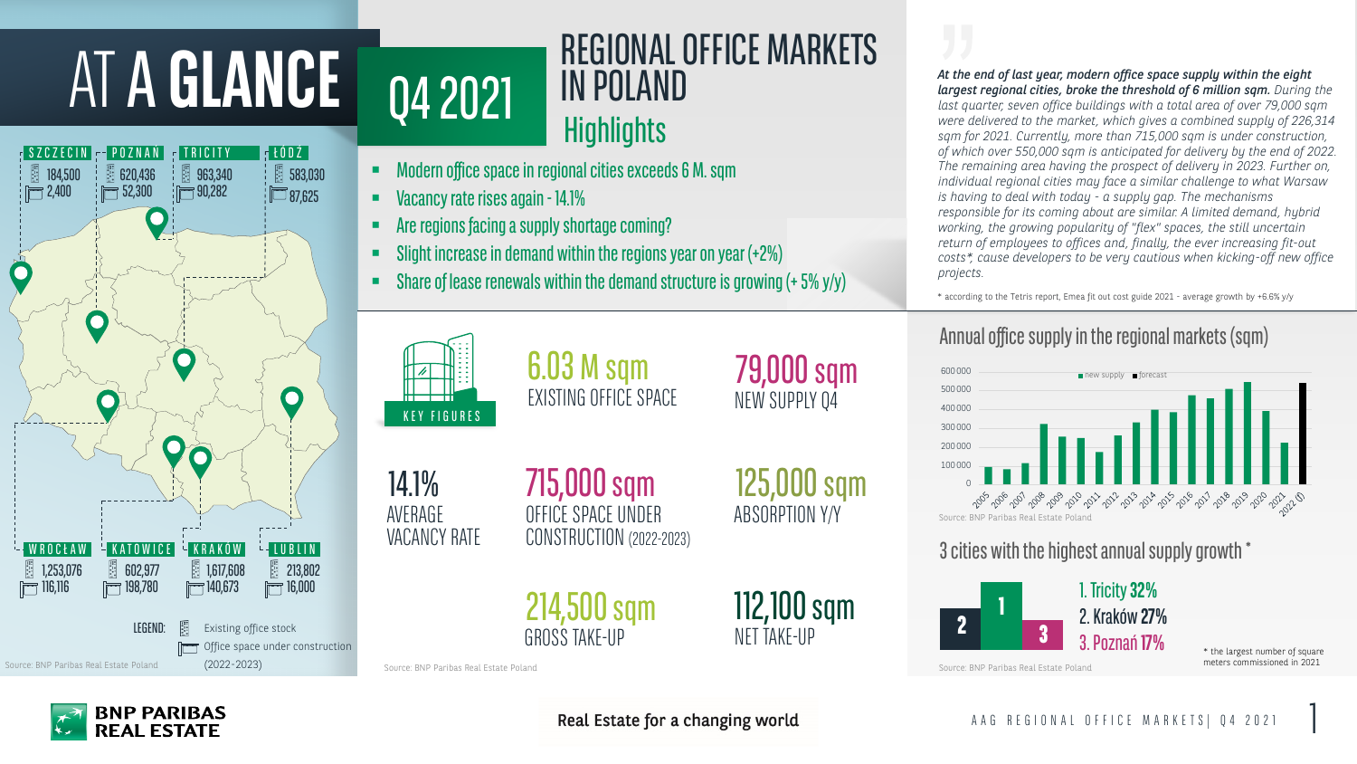# AT A GLANCE

## Q4 2021

## REGIONAL OFFICE MARKETS IN POLAND

### Highlights

- Modern office space in regional cities exceeds 6 M. sqm
- Vacancy rate rises again - 14.1%
- Are regions facing a supply shortage coming?
- Slight increase in demand within the regions year on year (+2%)
- Share of lease renewals within the demand structure is growing (+ 5% y/y)

| City | Existing office stock | Office space under construction (2022-2023) |
|---|---|---|
| Szczecin | 184,500 | 2,400 |
| Poznań | 620,436 | 52,300 |
| Tricity | 963,340 | 90,282 |
| Łódź | 583,030 | 87,625 |
| Wrocław | 1,253,076 | 116,116 |
| Katowice | 602,977 | 198,780 |
| Kraków | 1,617,608 | 140,673 |
| Lublin | 213,802 | 16,000 |

LEGEND: Existing office stock; Office space under construction (2022-2023)

Source: BNP Paribas Real Estate Poland

### KEY FIGURES

- **6.03 M sqm** EXISTING OFFICE SPACE
- **79,000 sqm** NEW SUPPLY Q4
- **14.1%** AVERAGE VACANCY RATE
- **715,000 sqm** OFFICE SPACE UNDER CONSTRUCTION (2022-2023)
- **125,000 sqm** ABSORPTION Y/Y
- **214,500 sqm** GROSS TAKE-UP
- **112,100 sqm** NET TAKE-UP

Source: BNP Paribas Real Estate Poland

*At the end of last year, modern office space supply within the eight largest regional cities, broke the threshold of 6 million sqm. During the last quarter, seven office buildings with a total area of over 79,000 sqm were delivered to the market, which gives a combined supply of 226,314 sqm for 2021. Currently, more than 715,000 sqm is under construction, of which over 550,000 sqm is anticipated for delivery by the end of 2022. The remaining area having the prospect of delivery in 2023. Further on, individual regional cities may face a similar challenge to what Warsaw is having to deal with today - a supply gap. The mechanisms responsible for its coming about are similar. A limited demand, hybrid working, the growing popularity of "flex" spaces, the still uncertain return of employees to offices and, finally, the ever increasing fit-out costs*, cause developers to be very cautious when kicking-off new office projects.*

* according to the Tetris report, Emea fit out cost guide 2021 - average growth by +6.6% y/y

### Annual office supply in the regional markets (sqm)

Legend: new supply; forecast

Years: 2005–2021 (new supply), 2022 (f) (forecast). Y-axis: 0 – 600 000.

Source: BNP Paribas Real Estate Poland

### 3 cities with the highest annual supply growth *

1. Tricity **32%**
2. Kraków **27%**
3. Poznań **17%**

* the largest number of square meters commissioned in 2021

Source: BNP Paribas Real Estate Poland

Real Estate for a changing world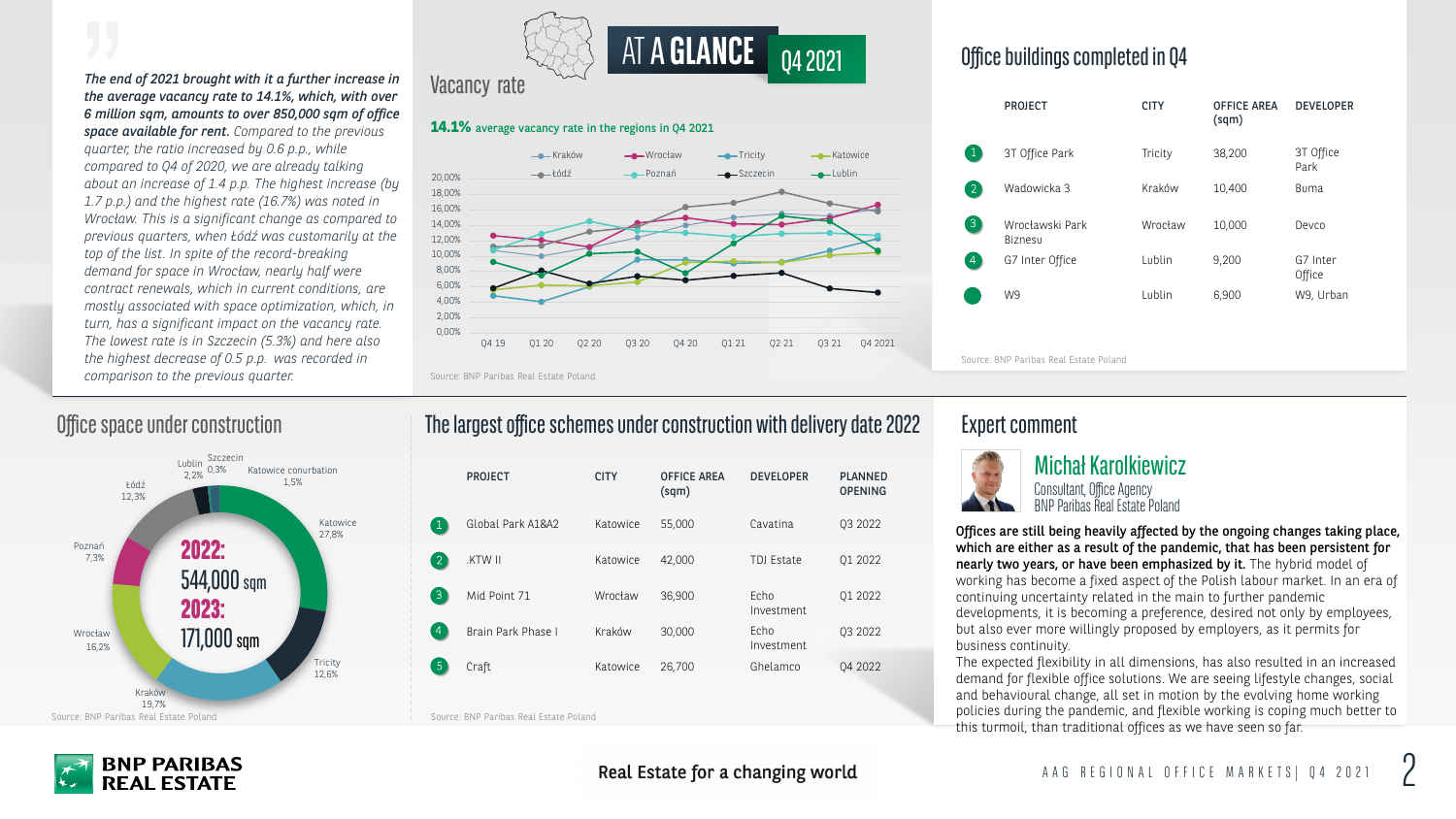*The end of 2021 brought with it a further increase in the average vacancy rate to 14.1%, which, with over 6 million sqm, amounts to over 850,000 sqm of office space available for rent.* *Compared to the previous quarter, the ratio increased by 0.6 p.p., while compared to Q4 of 2020, we are already talking about an increase of 1.4 p.p. The highest increase (by 1.7 p.p.) and the highest rate (16.7%) was noted in Wrocław. This is a significant change as compared to previous quarters, when Łódź was customarily at the top of the list. In spite of the record-breaking demand for space in Wrocław, nearly half were contract renewals, which in current conditions, are mostly associated with space optimization, which, in turn, has a significant impact on the vacancy rate. The lowest rate is in Szczecin (5.3%) and here also the highest decrease of 0.5 p.p. was recorded in comparison to the previous quarter.*

# AT A GLANCE Q4 2021

## Vacancy rate

**14.1%** average vacancy rate in the regions in Q4 2021

Source: BNP Paribas Real Estate Poland

## Office buildings completed in Q4

| | PROJECT | CITY | OFFICE AREA (sqm) | DEVELOPER |
|---|---|---|---|---|
| 1 | 3T Office Park | Tricity | 38,200 | 3T Office Park |
| 2 | Wadowicka 3 | Kraków | 10,400 | Buma |
| 3 | Wrocławski Park Biznesu | Wrocław | 10,000 | Devco |
| 4 | G7 Inter Office | Lublin | 9,200 | G7 Inter Office |
| | W9 | Lublin | 6,900 | W9, Urban |

Source: BNP Paribas Real Estate Poland

## Office space under construction

**2022:** 544,000 sqm
**2023:** 171,000 sqm

- Katowice 27.8%
- Tricity 12.6%
- Kraków 19.7%
- Wrocław 16.2%
- Poznań 7.3%
- Łódź 12.3%
- Lublin 2.2%
- Szczecin 0.3%
- Katowice conurbation 1.5%

Source: BNP Paribas Real Estate Poland

## The largest office schemes under construction with delivery date 2022

| | PROJECT | CITY | OFFICE AREA (sqm) | DEVELOPER | PLANNED OPENING |
|---|---|---|---|---|---|
| 1 | Global Park A1&A2 | Katowice | 55,000 | Cavatina | Q3 2022 |
| 2 | .KTW II | Katowice | 42,000 | TDJ Estate | Q1 2022 |
| 3 | Mid Point 71 | Wrocław | 36,900 | Echo Investment | Q1 2022 |
| 4 | Brain Park Phase I | Kraków | 30,000 | Echo Investment | Q3 2022 |
| 5 | Craft | Katowice | 26,700 | Ghelamco | Q4 2022 |

Source: BNP Paribas Real Estate Poland

## Expert comment

**Michał Karolkiewicz**
Consultant, Office Agency
BNP Paribas Real Estate

**Offices are still being heavily affected by the ongoing changes taking place, which are either as a result of the pandemic, that has been persistent for nearly two years, or have been emphasized by it.** The hybrid model of working has become a fixed aspect of the Polish labour market. In an era of continuing uncertainty related in the main to further pandemic developments, it is becoming a preference, desired not only by employees, but also ever more willingly proposed by employers, as it permits for business continuity.

The expected flexibility in all dimensions, has also resulted in an increased demand for flexible office solutions. We are seeing lifestyle changes, social and behavioural change, all set in motion by the evolving home working policies during the pandemic, and flexible working is coping much better to this turmoil, than traditional offices as we have seen so far.

Real Estate for a changing world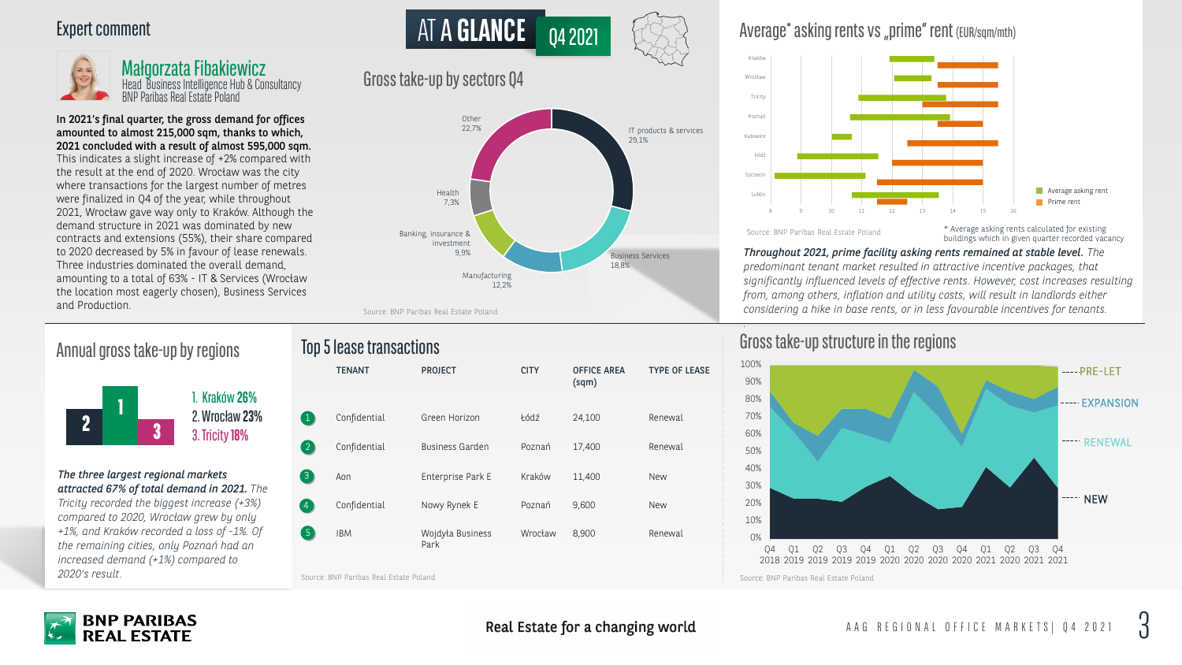## Expert comment

### Małgorzata Fibakiewicz
Head Business Intelligence Hub & Consultancy
BNP Paribas Real Estate Poland

**In 2021's final quarter, the gross demand for offices amounted to almost 215,000 sqm, thanks to which, 2021 concluded with a result of almost 595,000 sqm.** This indicates a slight increase of +2% compared with the result at the end of 2020. Wrocław was the city where transactions for the largest number of metres were finalized in Q4 of the year, while throughout 2021, Wrocław gave way only to Kraków. Although the demand structure in 2021 was dominated by new contracts and extensions (55%), their share compared to 2020 decreased by 5% in favour of lease renewals. Three industries dominated the overall demand, amounting to a total of 63% - IT & Services (Wrocław the location most eagerly chosen), Business Services and Production.

# AT A GLANCE Q4 2021

## Gross take-up by sectors Q4

| Sector | Share |
|---|---|
| IT products & services | 29,1% |
| Other | 22,7% |
| Business Services | 18,8% |
| Manufacturing | 12,2% |
| Banking, insurance & investment | 9,9% |
| Health | 7,3% |

Source: BNP Paribas Real Estate Poland

## Average* asking rents vs „prime" rent (EUR/sqm/mth)

Cities: Kraków, Wrocław, Tricity, Poznań, Katowice, Łódź, Szczecin, Lublin (scale 8–16; Average asking rent, Prime rent)

Source: BNP Paribas Real Estate Poland

\* Average asking rents calculated for existing buildings which in given quarter recorded vacancy

***Throughout 2021, prime facility asking rents remained at stable level.*** *The predominant tenant market resulted in attractive incentive packages, that significantly influenced levels of effective rents. However, cost increases resulting from, among others, inflation and utility costs, will result in landlords either considering a hike in base rents, or in less favourable incentives for tenants.*

## Annual gross take-up by regions

1. Kraków **26%**
2. Wrocław **23%**
3. Tricity **18%**

***The three largest regional markets attracted 67% of total demand in 2021.*** *The Tricity recorded the biggest increase (+3%) compared to 2020, Wrocław grew by only +1%, and Kraków recorded a loss of -1%. Of the remaining cities, only Poznań had an increased demand (+1%) compared to 2020's result.*

## Top 5 lease transactions

| | TENANT | PROJECT | CITY | OFFICE AREA (sqm) | TYPE OF LEASE |
|---|---|---|---|---|---|
| 1 | Confidential | Green Horizon | Łódź | 24,100 | Renewal |
| 2 | Confidential | Business Garden | Poznań | 17,400 | Renewal |
| 3 | Aon | Enterprise Park E | Kraków | 11,400 | New |
| 4 | Confidential | Nowy Rynek E | Poznań | 9,600 | New |
| 5 | IBM | Wojdyła Business Park | Wrocław | 8,900 | Renewal |

Source: BNP Paribas Real Estate Poland

## Gross take-up structure in the regions

PRE-LET, EXPANSION, RENEWAL, NEW (0%–100%; Q4 2018 – Q4 2021)

Source: BNP Paribas Real Estate Poland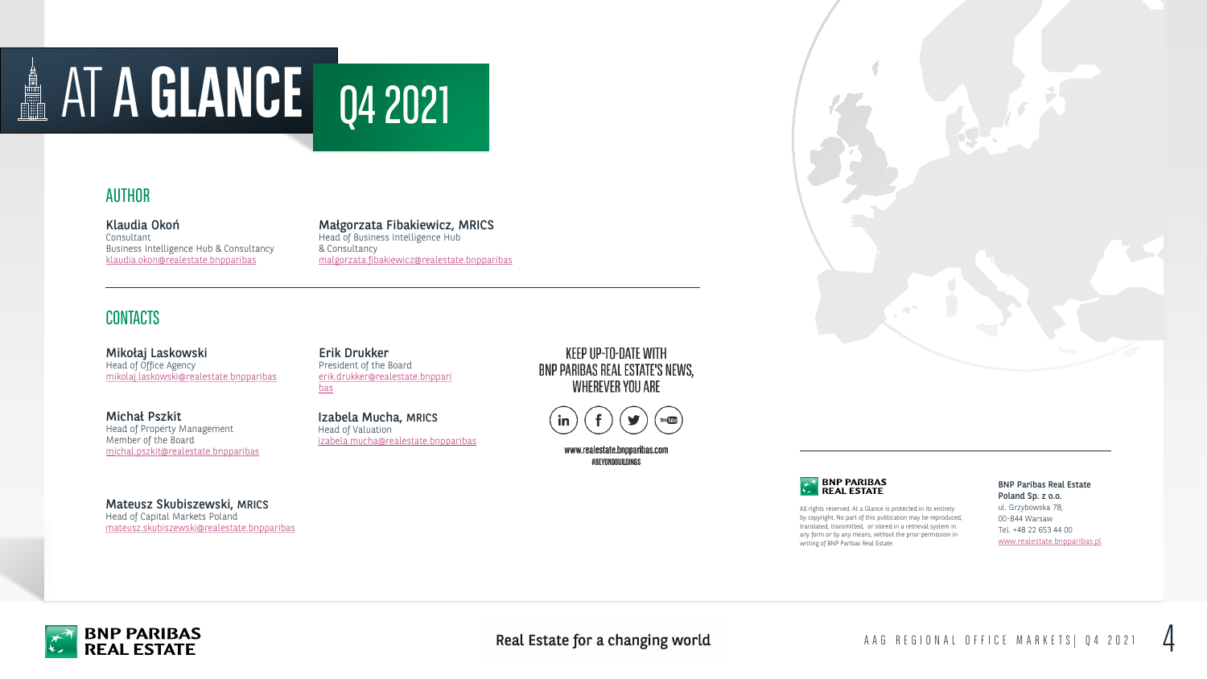# AT A GLANCE Q4 2021

## AUTHOR

**Klaudia Okoń**
Consultant
Business Intelligence Hub & Consultancy
klaudia.okon@realestate.bnpparibas

**Małgorzata Fibakiewicz, MRICS**
Head of Business Intelligence Hub
& Consultancy
malgorzata.fibakiewicz@realestate.bnpparibas

## CONTACTS

**Mikołaj Laskowski**
Head of Office Agency
mikolaj.laskowski@realestate.bnpparibas

**Michał Pszkit**
Head of Property Management
Member of the Board
michal.pszkit@realestate.bnpparibas

**Mateusz Skubiszewski, MRICS**
Head of Capital Markets Poland
mateusz.skubiszewski@realestate.bnpparibas

**Erik Drukker**
President of the Board
erik.drukker@realestate.bnpparibas

**Izabela Mucha, MRICS**
Head of Valuation
izabela.mucha@realestate.bnpparibas

KEEP UP-TO-DATE WITH BNP PARIBAS REAL ESTATE'S NEWS, WHEREVER YOU ARE

www.realestate.bnpparibas.com
#BEYONDBUILDINGS

BNP PARIBAS REAL ESTATE

All rights reserved. At a Glance is protected in its entirety by copyright. No part of this publication may be reproduced, translated, transmitted, or stored in a retrieval system in any form or by any means, without the prior permission in writing of BNP Paribas Real Estate.

**BNP Paribas Real Estate Poland Sp. z o.o.**
ul. Grzybowska 78,
00-844 Warsaw
Tel. +48 22 653 44 00
www.realestate.bnpparibas.pl

Real Estate for a changing world